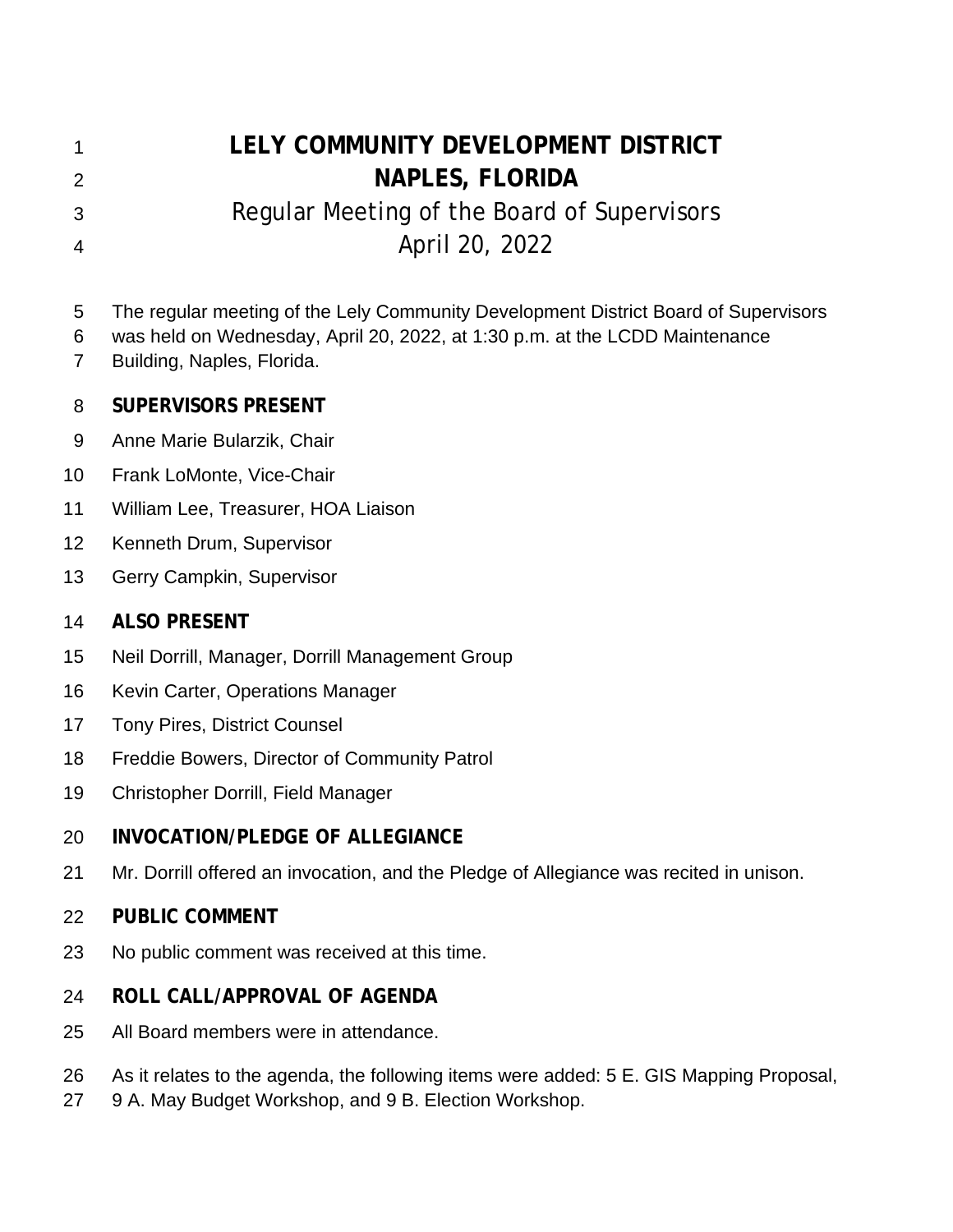# LELY COMMUNITY DEVELOPMENT DISTRICT
# NAPLES, FLORIDA
## Regular Meeting of the Board of Supervisors
## April 20, 2022

The regular meeting of the Lely Community Development District Board of Supervisors was held on Wednesday, April 20, 2022, at 1:30 p.m. at the LCDD Maintenance Building, Naples, Florida.

**SUPERVISORS PRESENT**

Anne Marie Bularzik, Chair

Frank LoMonte, Vice-Chair

William Lee, Treasurer, HOA Liaison

Kenneth Drum, Supervisor

Gerry Campkin, Supervisor

**ALSO PRESENT**

Neil Dorrill, Manager, Dorrill Management Group

Kevin Carter, Operations Manager

Tony Pires, District Counsel

Freddie Bowers, Director of Community Patrol

Christopher Dorrill, Field Manager

**INVOCATION/PLEDGE OF ALLEGIANCE**

Mr. Dorrill offered an invocation, and the Pledge of Allegiance was recited in unison.

**PUBLIC COMMENT**

No public comment was received at this time.

**ROLL CALL/APPROVAL OF AGENDA**

All Board members were in attendance.

As it relates to the agenda, the following items were added: 5 E. GIS Mapping Proposal, 9 A. May Budget Workshop, and 9 B. Election Workshop.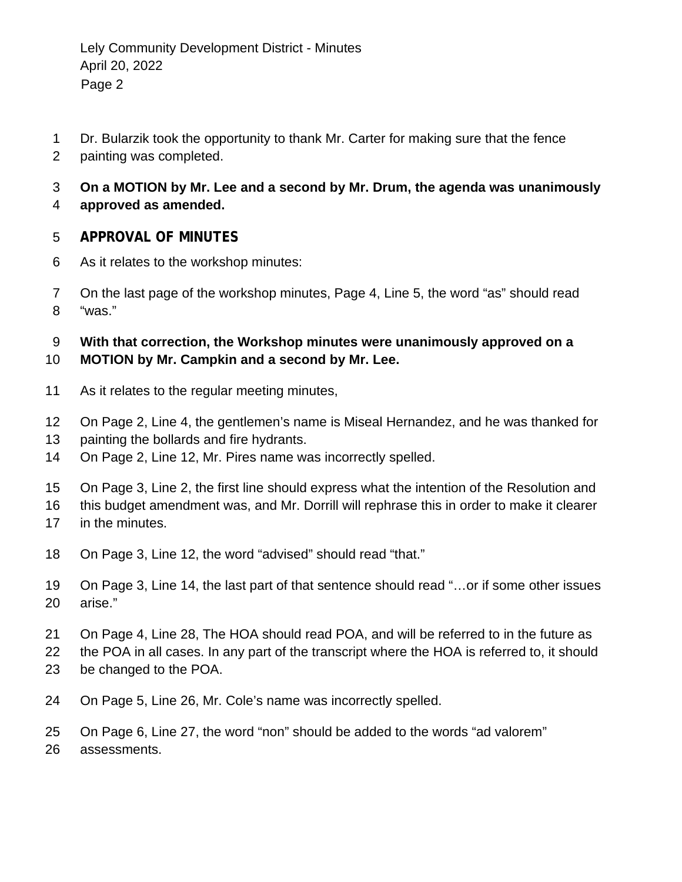Dr. Bularzik took the opportunity to thank Mr. Carter for making sure that the fence painting was completed.

**On a MOTION by Mr. Lee and a second by Mr. Drum, the agenda was unanimously approved as amended.**

## APPROVAL OF MINUTES

As it relates to the workshop minutes:

On the last page of the workshop minutes, Page 4, Line 5, the word "as" should read "was."

**With that correction, the Workshop minutes were unanimously approved on a MOTION by Mr. Campkin and a second by Mr. Lee.**

As it relates to the regular meeting minutes,

On Page 2, Line 4, the gentlemen's name is Miseal Hernandez, and he was thanked for painting the bollards and fire hydrants.
On Page 2, Line 12, Mr. Pires name was incorrectly spelled.

On Page 3, Line 2, the first line should express what the intention of the Resolution and this budget amendment was, and Mr. Dorrill will rephrase this in order to make it clearer in the minutes.

On Page 3, Line 12, the word "advised" should read "that."

On Page 3, Line 14, the last part of that sentence should read "…or if some other issues arise."

On Page 4, Line 28, The HOA should read POA, and will be referred to in the future as the POA in all cases. In any part of the transcript where the HOA is referred to, it should be changed to the POA.

On Page 5, Line 26, Mr. Cole's name was incorrectly spelled.

On Page 6, Line 27, the word "non" should be added to the words "ad valorem" assessments.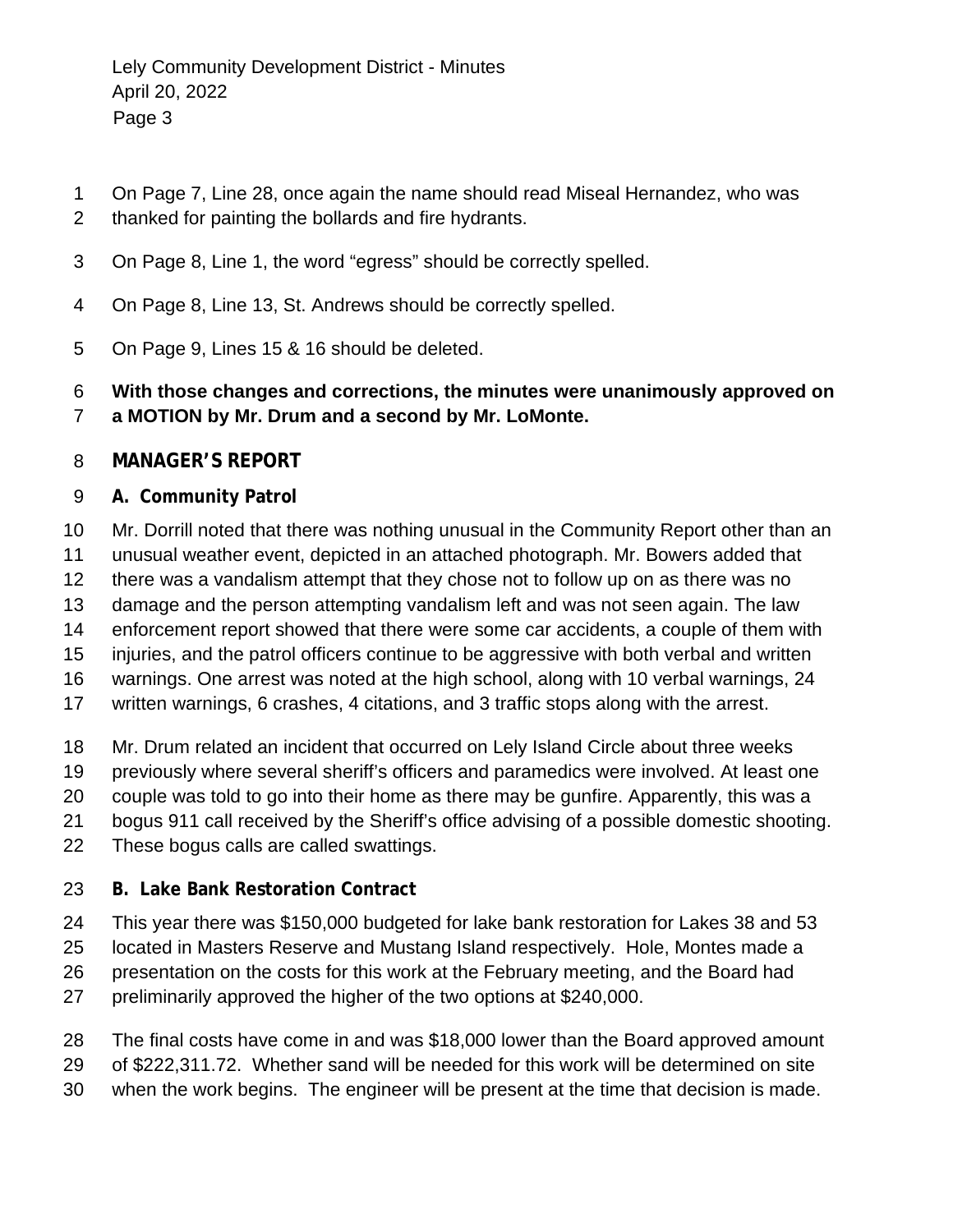On Page 7, Line 28, once again the name should read Miseal Hernandez, who was thanked for painting the bollards and fire hydrants.

On Page 8, Line 1, the word "egress" should be correctly spelled.

On Page 8, Line 13, St. Andrews should be correctly spelled.

On Page 9, Lines 15 & 16 should be deleted.

**With those changes and corrections, the minutes were unanimously approved on a MOTION by Mr. Drum and a second by Mr. LoMonte.**

## MANAGER'S REPORT

### A. Community Patrol

Mr. Dorrill noted that there was nothing unusual in the Community Report other than an unusual weather event, depicted in an attached photograph. Mr. Bowers added that there was a vandalism attempt that they chose not to follow up on as there was no damage and the person attempting vandalism left and was not seen again. The law enforcement report showed that there were some car accidents, a couple of them with injuries, and the patrol officers continue to be aggressive with both verbal and written warnings. One arrest was noted at the high school, along with 10 verbal warnings, 24 written warnings, 6 crashes, 4 citations, and 3 traffic stops along with the arrest.

Mr. Drum related an incident that occurred on Lely Island Circle about three weeks previously where several sheriff's officers and paramedics were involved. At least one couple was told to go into their home as there may be gunfire. Apparently, this was a bogus 911 call received by the Sheriff's office advising of a possible domestic shooting. These bogus calls are called swattings.

### B. Lake Bank Restoration Contract

This year there was $150,000 budgeted for lake bank restoration for Lakes 38 and 53 located in Masters Reserve and Mustang Island respectively. Hole, Montes made a presentation on the costs for this work at the February meeting, and the Board had preliminarily approved the higher of the two options at $240,000.

The final costs have come in and was $18,000 lower than the Board approved amount of $222,311.72. Whether sand will be needed for this work will be determined on site when the work begins. The engineer will be present at the time that decision is made.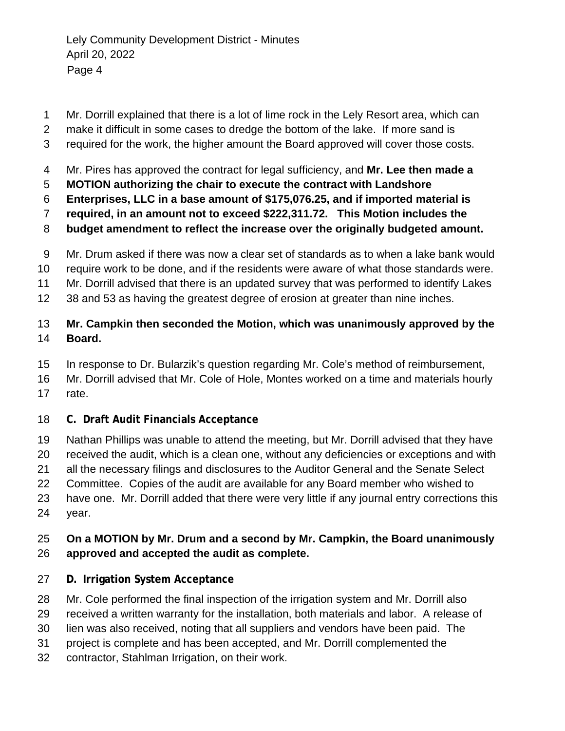Mr. Dorrill explained that there is a lot of lime rock in the Lely Resort area, which can make it difficult in some cases to dredge the bottom of the lake. If more sand is required for the work, the higher amount the Board approved will cover those costs.

Mr. Pires has approved the contract for legal sufficiency, and **Mr. Lee then made a MOTION authorizing the chair to execute the contract with Landshore Enterprises, LLC in a base amount of $175,076.25, and if imported material is required, in an amount not to exceed $222,311.72. This Motion includes the budget amendment to reflect the increase over the originally budgeted amount.**

Mr. Drum asked if there was now a clear set of standards as to when a lake bank would require work to be done, and if the residents were aware of what those standards were. Mr. Dorrill advised that there is an updated survey that was performed to identify Lakes 38 and 53 as having the greatest degree of erosion at greater than nine inches.

**Mr. Campkin then seconded the Motion, which was unanimously approved by the Board.**

In response to Dr. Bularzik's question regarding Mr. Cole's method of reimbursement, Mr. Dorrill advised that Mr. Cole of Hole, Montes worked on a time and materials hourly rate.

### C. Draft Audit Financials Acceptance

Nathan Phillips was unable to attend the meeting, but Mr. Dorrill advised that they have received the audit, which is a clean one, without any deficiencies or exceptions and with all the necessary filings and disclosures to the Auditor General and the Senate Select Committee. Copies of the audit are available for any Board member who wished to have one. Mr. Dorrill added that there were very little if any journal entry corrections this year.

**On a MOTION by Mr. Drum and a second by Mr. Campkin, the Board unanimously approved and accepted the audit as complete.**

### D. Irrigation System Acceptance

Mr. Cole performed the final inspection of the irrigation system and Mr. Dorrill also received a written warranty for the installation, both materials and labor. A release of lien was also received, noting that all suppliers and vendors have been paid. The project is complete and has been accepted, and Mr. Dorrill complemented the contractor, Stahlman Irrigation, on their work.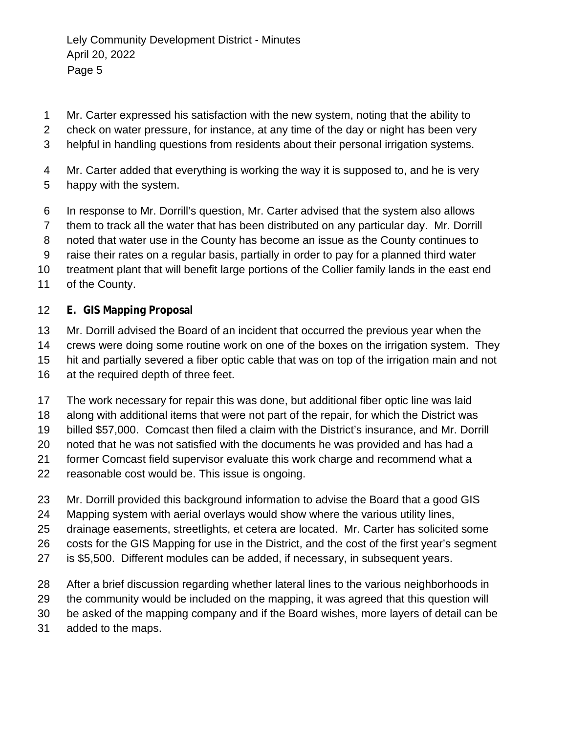Mr. Carter expressed his satisfaction with the new system, noting that the ability to check on water pressure, for instance, at any time of the day or night has been very helpful in handling questions from residents about their personal irrigation systems.

Mr. Carter added that everything is working the way it is supposed to, and he is very happy with the system.

In response to Mr. Dorrill's question, Mr. Carter advised that the system also allows them to track all the water that has been distributed on any particular day. Mr. Dorrill noted that water use in the County has become an issue as the County continues to raise their rates on a regular basis, partially in order to pay for a planned third water treatment plant that will benefit large portions of the Collier family lands in the east end of the County.

**E. GIS Mapping Proposal**

Mr. Dorrill advised the Board of an incident that occurred the previous year when the crews were doing some routine work on one of the boxes on the irrigation system. They hit and partially severed a fiber optic cable that was on top of the irrigation main and not at the required depth of three feet.

The work necessary for repair this was done, but additional fiber optic line was laid along with additional items that were not part of the repair, for which the District was billed $57,000. Comcast then filed a claim with the District's insurance, and Mr. Dorrill noted that he was not satisfied with the documents he was provided and has had a former Comcast field supervisor evaluate this work charge and recommend what a reasonable cost would be. This issue is ongoing.

Mr. Dorrill provided this background information to advise the Board that a good GIS Mapping system with aerial overlays would show where the various utility lines, drainage easements, streetlights, et cetera are located. Mr. Carter has solicited some costs for the GIS Mapping for use in the District, and the cost of the first year's segment is $5,500. Different modules can be added, if necessary, in subsequent years.

After a brief discussion regarding whether lateral lines to the various neighborhoods in the community would be included on the mapping, it was agreed that this question will be asked of the mapping company and if the Board wishes, more layers of detail can be added to the maps.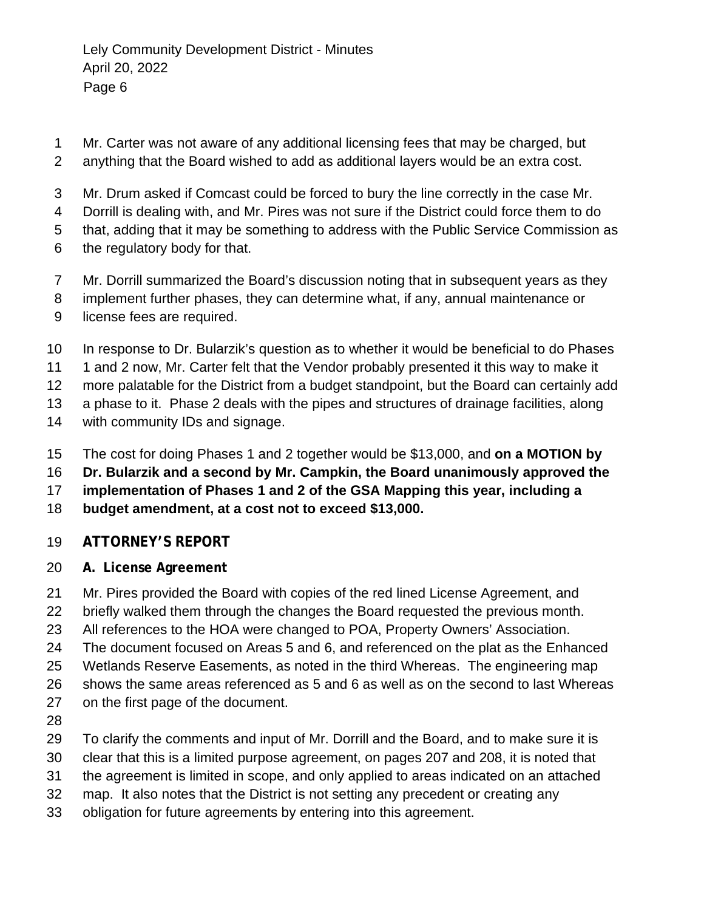Mr. Carter was not aware of any additional licensing fees that may be charged, but anything that the Board wished to add as additional layers would be an extra cost.

Mr. Drum asked if Comcast could be forced to bury the line correctly in the case Mr. Dorrill is dealing with, and Mr. Pires was not sure if the District could force them to do that, adding that it may be something to address with the Public Service Commission as the regulatory body for that.

Mr. Dorrill summarized the Board's discussion noting that in subsequent years as they implement further phases, they can determine what, if any, annual maintenance or license fees are required.

In response to Dr. Bularzik's question as to whether it would be beneficial to do Phases 1 and 2 now, Mr. Carter felt that the Vendor probably presented it this way to make it more palatable for the District from a budget standpoint, but the Board can certainly add a phase to it. Phase 2 deals with the pipes and structures of drainage facilities, along with community IDs and signage.

The cost for doing Phases 1 and 2 together would be $13,000, and **on a MOTION by Dr. Bularzik and a second by Mr. Campkin, the Board unanimously approved the implementation of Phases 1 and 2 of the GSA Mapping this year, including a budget amendment, at a cost not to exceed $13,000.**

## ATTORNEY'S REPORT

### A. License Agreement

Mr. Pires provided the Board with copies of the red lined License Agreement, and briefly walked them through the changes the Board requested the previous month. All references to the HOA were changed to POA, Property Owners' Association. The document focused on Areas 5 and 6, and referenced on the plat as the Enhanced Wetlands Reserve Easements, as noted in the third Whereas. The engineering map shows the same areas referenced as 5 and 6 as well as on the second to last Whereas on the first page of the document.

To clarify the comments and input of Mr. Dorrill and the Board, and to make sure it is clear that this is a limited purpose agreement, on pages 207 and 208, it is noted that the agreement is limited in scope, and only applied to areas indicated on an attached map. It also notes that the District is not setting any precedent or creating any obligation for future agreements by entering into this agreement.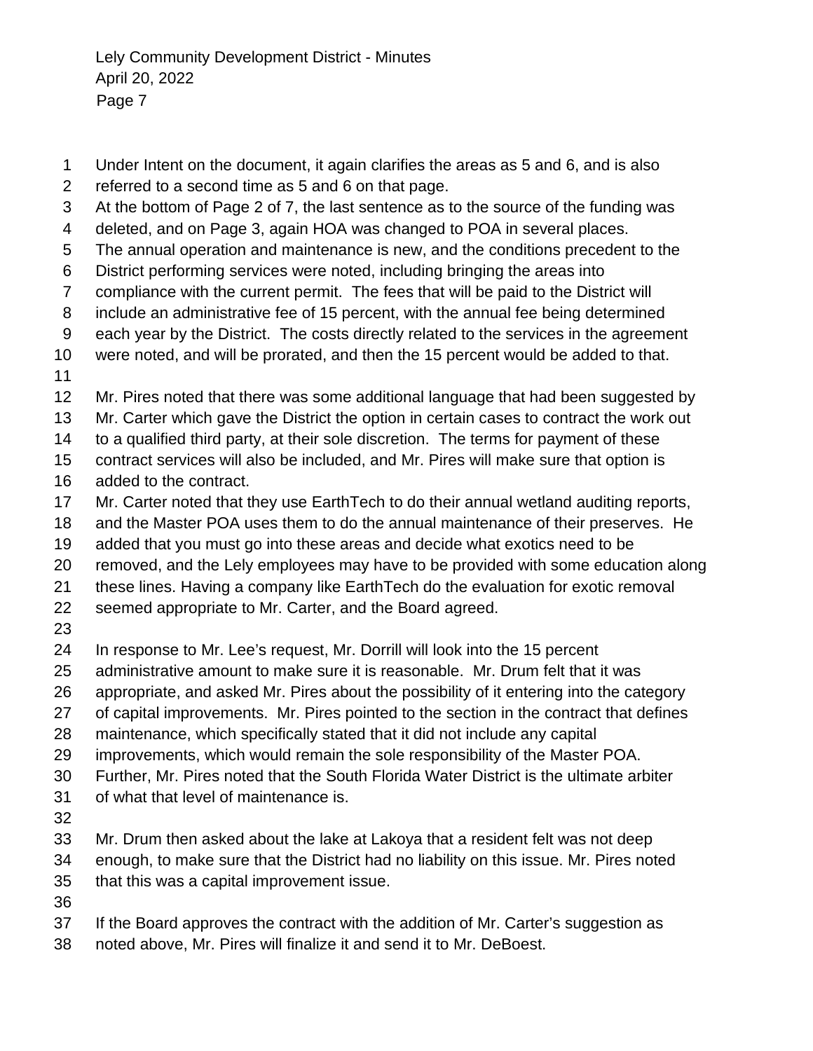Under Intent on the document, it again clarifies the areas as 5 and 6, and is also referred to a second time as 5 and 6 on that page.
At the bottom of Page 2 of 7, the last sentence as to the source of the funding was deleted, and on Page 3, again HOA was changed to POA in several places.
The annual operation and maintenance is new, and the conditions precedent to the District performing services were noted, including bringing the areas into compliance with the current permit. The fees that will be paid to the District will include an administrative fee of 15 percent, with the annual fee being determined each year by the District. The costs directly related to the services in the agreement were noted, and will be prorated, and then the 15 percent would be added to that.

Mr. Pires noted that there was some additional language that had been suggested by Mr. Carter which gave the District the option in certain cases to contract the work out to a qualified third party, at their sole discretion. The terms for payment of these contract services will also be included, and Mr. Pires will make sure that option is added to the contract.
Mr. Carter noted that they use EarthTech to do their annual wetland auditing reports, and the Master POA uses them to do the annual maintenance of their preserves. He added that you must go into these areas and decide what exotics need to be removed, and the Lely employees may have to be provided with some education along these lines. Having a company like EarthTech do the evaluation for exotic removal seemed appropriate to Mr. Carter, and the Board agreed.

In response to Mr. Lee's request, Mr. Dorrill will look into the 15 percent administrative amount to make sure it is reasonable. Mr. Drum felt that it was appropriate, and asked Mr. Pires about the possibility of it entering into the category of capital improvements. Mr. Pires pointed to the section in the contract that defines maintenance, which specifically stated that it did not include any capital improvements, which would remain the sole responsibility of the Master POA.
Further, Mr. Pires noted that the South Florida Water District is the ultimate arbiter of what that level of maintenance is.

Mr. Drum then asked about the lake at Lakoya that a resident felt was not deep enough, to make sure that the District had no liability on this issue. Mr. Pires noted that this was a capital improvement issue.

If the Board approves the contract with the addition of Mr. Carter's suggestion as noted above, Mr. Pires will finalize it and send it to Mr. DeBoest.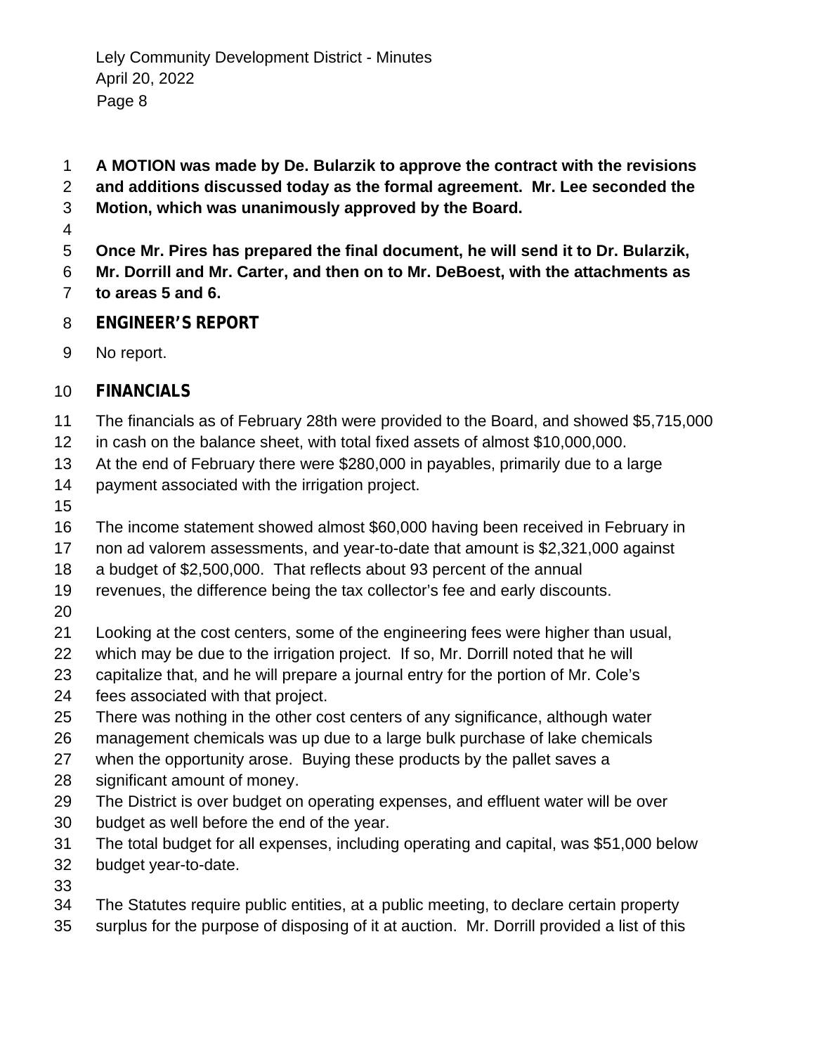**A MOTION was made by De. Bularzik to approve the contract with the revisions and additions discussed today as the formal agreement. Mr. Lee seconded the Motion, which was unanimously approved by the Board.**

**Once Mr. Pires has prepared the final document, he will send it to Dr. Bularzik, Mr. Dorrill and Mr. Carter, and then on to Mr. DeBoest, with the attachments as to areas 5 and 6.**

## ENGINEER'S REPORT

No report.

## FINANCIALS

The financials as of February 28th were provided to the Board, and showed $5,715,000 in cash on the balance sheet, with total fixed assets of almost $10,000,000.
At the end of February there were $280,000 in payables, primarily due to a large payment associated with the irrigation project.

The income statement showed almost $60,000 having been received in February in non ad valorem assessments, and year-to-date that amount is $2,321,000 against a budget of $2,500,000. That reflects about 93 percent of the annual revenues, the difference being the tax collector's fee and early discounts.

Looking at the cost centers, some of the engineering fees were higher than usual, which may be due to the irrigation project. If so, Mr. Dorrill noted that he will capitalize that, and he will prepare a journal entry for the portion of Mr. Cole's fees associated with that project.
There was nothing in the other cost centers of any significance, although water management chemicals was up due to a large bulk purchase of lake chemicals when the opportunity arose. Buying these products by the pallet saves a significant amount of money.
The District is over budget on operating expenses, and effluent water will be over budget as well before the end of the year.
The total budget for all expenses, including operating and capital, was $51,000 below budget year-to-date.

The Statutes require public entities, at a public meeting, to declare certain property surplus for the purpose of disposing of it at auction. Mr. Dorrill provided a list of this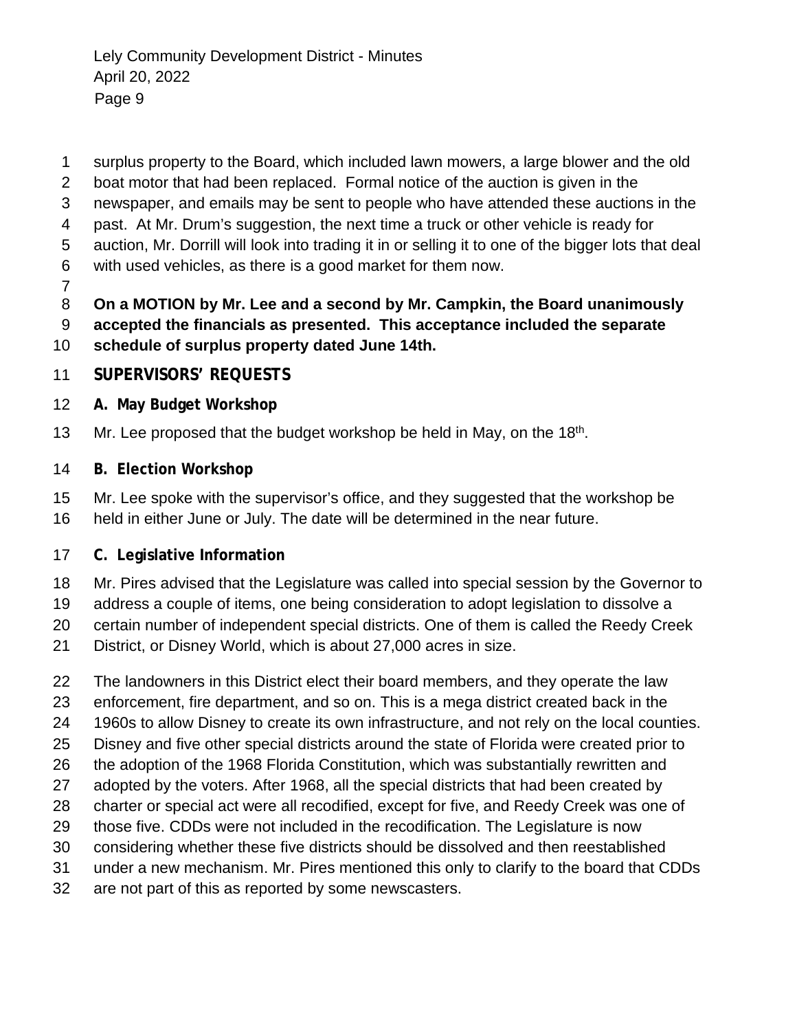surplus property to the Board, which included lawn mowers, a large blower and the old boat motor that had been replaced. Formal notice of the auction is given in the newspaper, and emails may be sent to people who have attended these auctions in the past. At Mr. Drum's suggestion, the next time a truck or other vehicle is ready for auction, Mr. Dorrill will look into trading it in or selling it to one of the bigger lots that deal with used vehicles, as there is a good market for them now.

**On a MOTION by Mr. Lee and a second by Mr. Campkin, the Board unanimously accepted the financials as presented. This acceptance included the separate schedule of surplus property dated June 14th.**

## SUPERVISORS' REQUESTS

### A. May Budget Workshop

Mr. Lee proposed that the budget workshop be held in May, on the 18th.

### B. Election Workshop

Mr. Lee spoke with the supervisor's office, and they suggested that the workshop be held in either June or July. The date will be determined in the near future.

### C. Legislative Information

Mr. Pires advised that the Legislature was called into special session by the Governor to address a couple of items, one being consideration to adopt legislation to dissolve a certain number of independent special districts. One of them is called the Reedy Creek District, or Disney World, which is about 27,000 acres in size.

The landowners in this District elect their board members, and they operate the law enforcement, fire department, and so on. This is a mega district created back in the 1960s to allow Disney to create its own infrastructure, and not rely on the local counties. Disney and five other special districts around the state of Florida were created prior to the adoption of the 1968 Florida Constitution, which was substantially rewritten and adopted by the voters. After 1968, all the special districts that had been created by charter or special act were all recodified, except for five, and Reedy Creek was one of those five. CDDs were not included in the recodification. The Legislature is now considering whether these five districts should be dissolved and then reestablished under a new mechanism. Mr. Pires mentioned this only to clarify to the board that CDDs are not part of this as reported by some newscasters.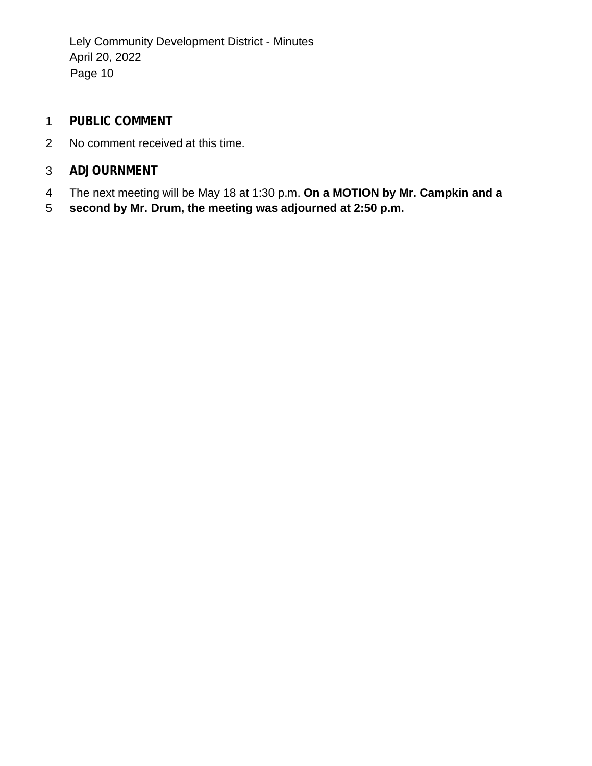**PUBLIC COMMENT**

No comment received at this time.

**ADJOURNMENT**

The next meeting will be May 18 at 1:30 p.m. **On a MOTION by Mr. Campkin and a second by Mr. Drum, the meeting was adjourned at 2:50 p.m.**